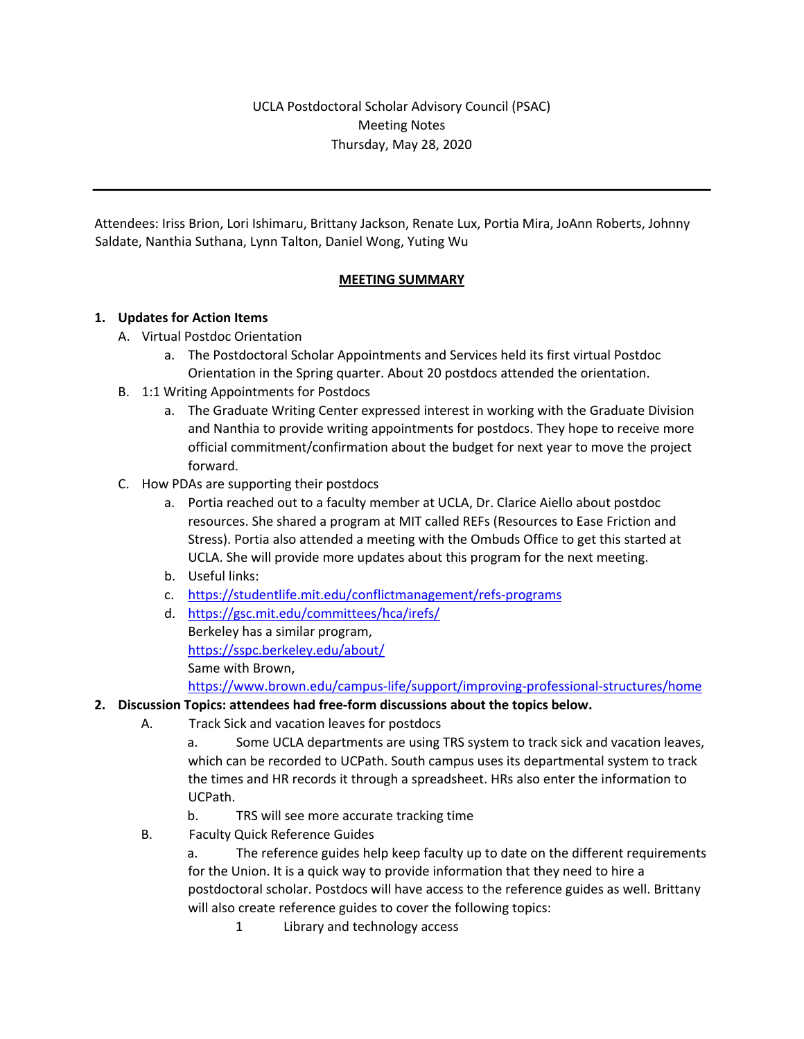UCLA Postdoctoral Scholar Advisory Council (PSAC)
Meeting Notes
Thursday, May 28, 2020

---

Attendees: Iriss Brion, Lori Ishimaru, Brittany Jackson, Renate Lux, Portia Mira, JoAnn Roberts, Johnny Saldate, Nanthia Suthana, Lynn Talton, Daniel Wong, Yuting Wu

## MEETING SUMMARY

1. **Updates for Action Items**
   - A. Virtual Postdoc Orientation
     - a. The Postdoctoral Scholar Appointments and Services held its first virtual Postdoc Orientation in the Spring quarter. About 20 postdocs attended the orientation.
   - B. 1:1 Writing Appointments for Postdocs
     - a. The Graduate Writing Center expressed interest in working with the Graduate Division and Nanthia to provide writing appointments for postdocs. They hope to receive more official commitment/confirmation about the budget for next year to move the project forward.
   - C. How PDAs are supporting their postdocs
     - a. Portia reached out to a faculty member at UCLA, Dr. Clarice Aiello about postdoc resources. She shared a program at MIT called REFs (Resources to Ease Friction and Stress). Portia also attended a meeting with the Ombuds Office to get this started at UCLA. She will provide more updates about this program for the next meeting.
     - b. Useful links:
     - c. https://studentlife.mit.edu/conflictmanagement/refs-programs
     - d. https://gsc.mit.edu/committees/hca/irefs/
       Berkeley has a similar program,
       https://sspc.berkeley.edu/about/
       Same with Brown,
       https://www.brown.edu/campus-life/support/improving-professional-structures/home
2. **Discussion Topics: attendees had free-form discussions about the topics below.**
   - A. Track Sick and vacation leaves for postdocs
     - a. Some UCLA departments are using TRS system to track sick and vacation leaves, which can be recorded to UCPath. South campus uses its departmental system to track the times and HR records it through a spreadsheet. HRs also enter the information to UCPath.
     - b. TRS will see more accurate tracking time
   - B. Faculty Quick Reference Guides
     - a. The reference guides help keep faculty up to date on the different requirements for the Union. It is a quick way to provide information that they need to hire a postdoctoral scholar. Postdocs will have access to the reference guides as well. Brittany will also create reference guides to cover the following topics:
       1. Library and technology access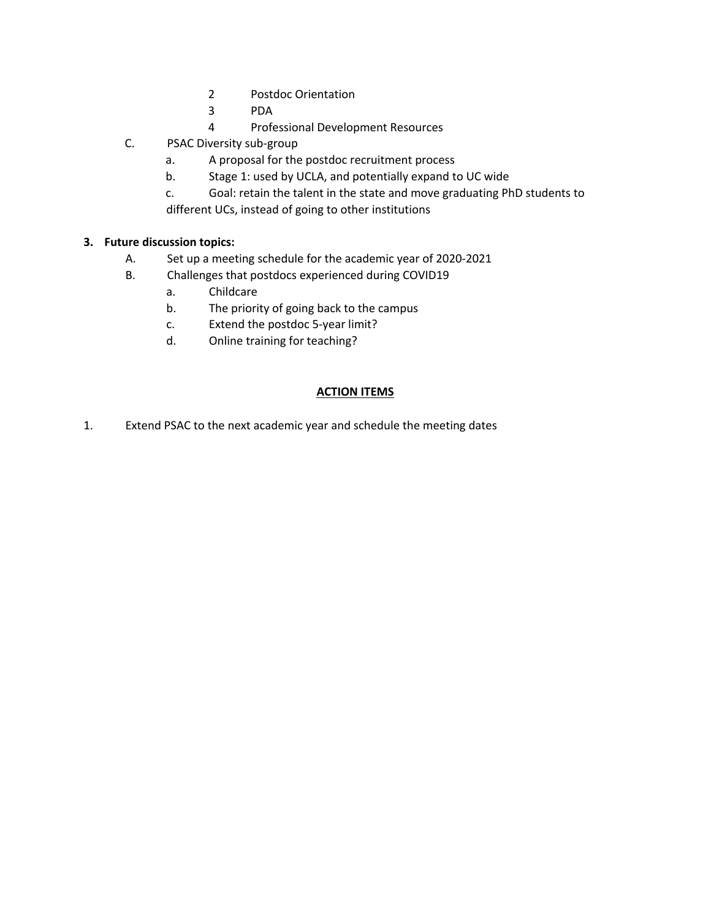2 Postdoc Orientation
   3 PDA
   4 Professional Development Resources

C. PSAC Diversity sub-group
   a. A proposal for the postdoc recruitment process
   b. Stage 1: used by UCLA, and potentially expand to UC wide
   c. Goal: retain the talent in the state and move graduating PhD students to different UCs, instead of going to other institutions

**3. Future discussion topics:**

A. Set up a meeting schedule for the academic year of 2020-2021

B. Challenges that postdocs experienced during COVID19
   a. Childcare
   b. The priority of going back to the campus
   c. Extend the postdoc 5-year limit?
   d. Online training for teaching?

## <u>ACTION ITEMS</u>

1. Extend PSAC to the next academic year and schedule the meeting dates